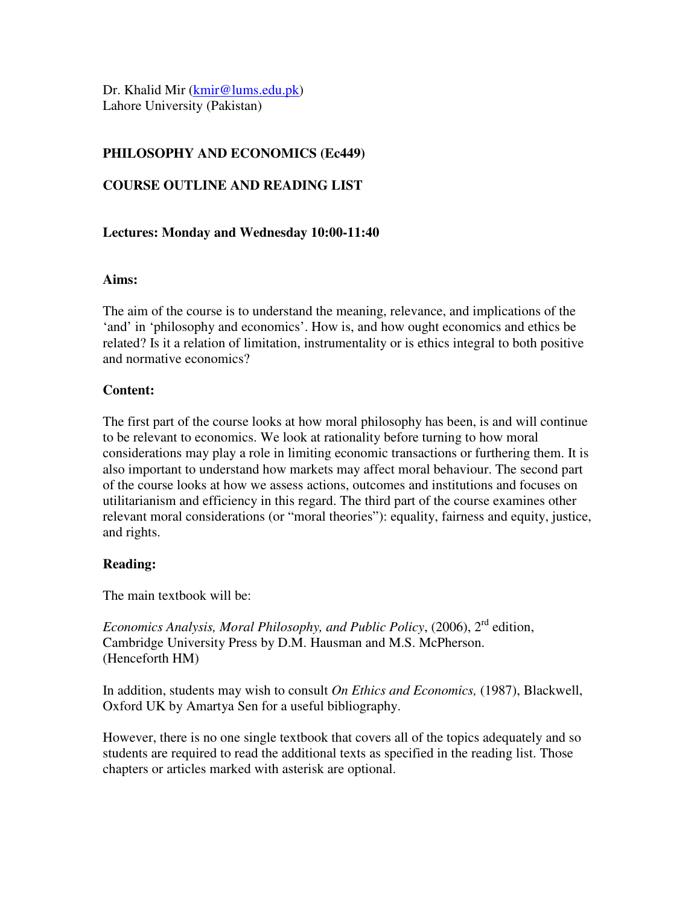Dr. Khalid Mir ([kmir@lums.edu.pk](mailto:kmir@lums.edu.pk))
Lahore University (Pakistan)

**PHILOSOPHY AND ECONOMICS (Ec449)**

**COURSE OUTLINE AND READING LIST**

**Lectures: Monday and Wednesday 10:00-11:40**

**Aims:**

The aim of the course is to understand the meaning, relevance, and implications of the 'and' in 'philosophy and economics'. How is, and how ought economics and ethics be related? Is it a relation of limitation, instrumentality or is ethics integral to both positive and normative economics?

**Content:**

The first part of the course looks at how moral philosophy has been, is and will continue to be relevant to economics. We look at rationality before turning to how moral considerations may play a role in limiting economic transactions or furthering them. It is also important to understand how markets may affect moral behaviour. The second part of the course looks at how we assess actions, outcomes and institutions and focuses on utilitarianism and efficiency in this regard. The third part of the course examines other relevant moral considerations (or "moral theories"): equality, fairness and equity, justice, and rights.

**Reading:**

The main textbook will be:

*Economics Analysis, Moral Philosophy, and Public Policy*, (2006), 2nd edition, Cambridge University Press by D.M. Hausman and M.S. McPherson.
(Henceforth HM)

In addition, students may wish to consult *On Ethics and Economics,* (1987), Blackwell, Oxford UK by Amartya Sen for a useful bibliography.

However, there is no one single textbook that covers all of the topics adequately and so students are required to read the additional texts as specified in the reading list. Those chapters or articles marked with asterisk are optional.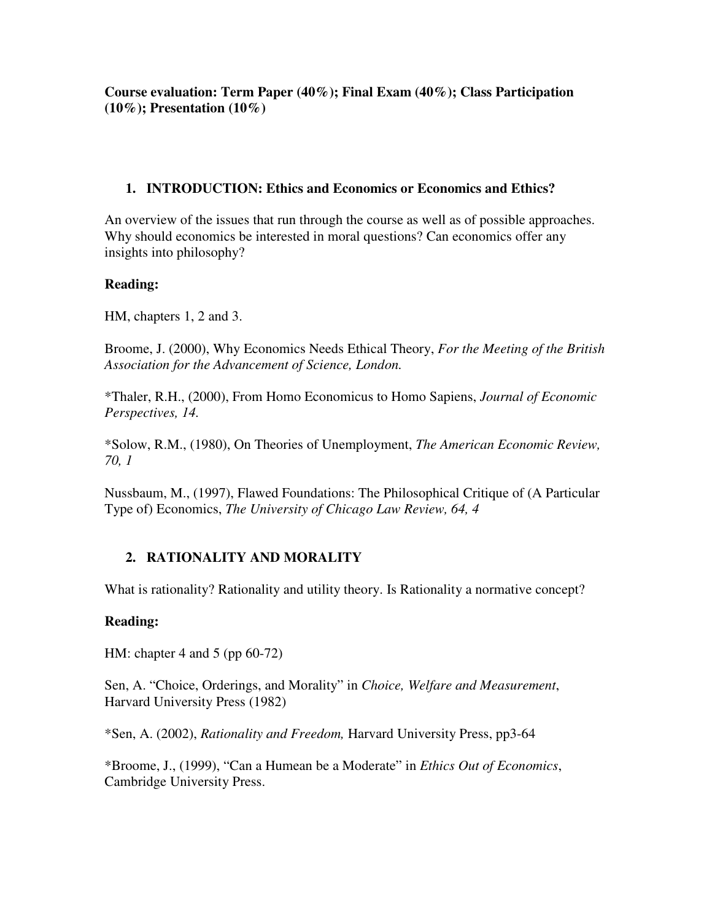**Course evaluation: Term Paper (40%); Final Exam (40%); Class Participation (10%); Presentation (10%)**

## 1. INTRODUCTION: Ethics and Economics or Economics and Ethics?

An overview of the issues that run through the course as well as of possible approaches. Why should economics be interested in moral questions? Can economics offer any insights into philosophy?

**Reading:**

HM, chapters 1, 2 and 3.

Broome, J. (2000), Why Economics Needs Ethical Theory, *For the Meeting of the British Association for the Advancement of Science, London.*

*Thaler, R.H., (2000), From Homo Economicus to Homo Sapiens, *Journal of Economic Perspectives, 14.*

*Solow, R.M., (1980), On Theories of Unemployment, *The American Economic Review, 70, 1*

Nussbaum, M., (1997), Flawed Foundations: The Philosophical Critique of (A Particular Type of) Economics, *The University of Chicago Law Review, 64, 4*

## 2. RATIONALITY AND MORALITY

What is rationality? Rationality and utility theory. Is Rationality a normative concept?

**Reading:**

HM: chapter 4 and 5 (pp 60-72)

Sen, A. "Choice, Orderings, and Morality" in *Choice, Welfare and Measurement*, Harvard University Press (1982)

*Sen, A. (2002), *Rationality and Freedom,* Harvard University Press, pp3-64

*Broome, J., (1999), "Can a Humean be a Moderate" in *Ethics Out of Economics*, Cambridge University Press.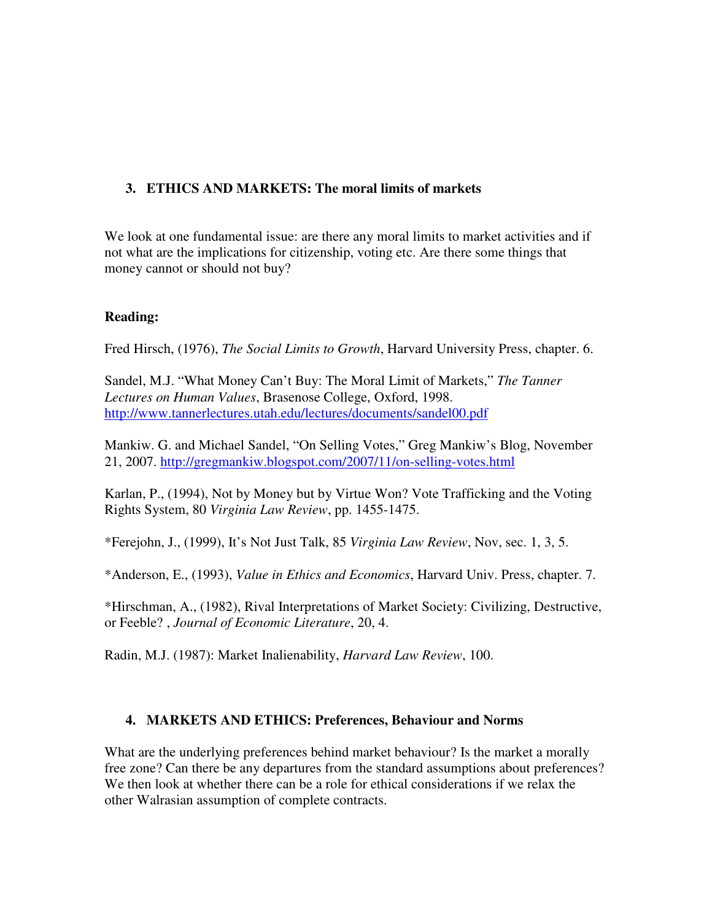## 3. ETHICS AND MARKETS: The moral limits of markets

We look at one fundamental issue: are there any moral limits to market activities and if not what are the implications for citizenship, voting etc. Are there some things that money cannot or should not buy?

**Reading:**

Fred Hirsch, (1976), *The Social Limits to Growth*, Harvard University Press, chapter. 6.

Sandel, M.J. "What Money Can't Buy: The Moral Limit of Markets," *The Tanner Lectures on Human Values*, Brasenose College, Oxford, 1998. http://www.tannerlectures.utah.edu/lectures/documents/sandel00.pdf

Mankiw. G. and Michael Sandel, "On Selling Votes," Greg Mankiw's Blog, November 21, 2007. http://gregmankiw.blogspot.com/2007/11/on-selling-votes.html

Karlan, P., (1994), Not by Money but by Virtue Won? Vote Trafficking and the Voting Rights System, 80 *Virginia Law Review*, pp. 1455-1475.

*Ferejohn, J., (1999), It's Not Just Talk, 85 *Virginia Law Review*, Nov, sec. 1, 3, 5.

*Anderson, E., (1993), *Value in Ethics and Economics*, Harvard Univ. Press, chapter. 7.

*Hirschman, A., (1982), Rival Interpretations of Market Society: Civilizing, Destructive, or Feeble? , *Journal of Economic Literature*, 20, 4.

Radin, M.J. (1987): Market Inalienability, *Harvard Law Review*, 100.

## 4. MARKETS AND ETHICS: Preferences, Behaviour and Norms

What are the underlying preferences behind market behaviour? Is the market a morally free zone? Can there be any departures from the standard assumptions about preferences? We then look at whether there can be a role for ethical considerations if we relax the other Walrasian assumption of complete contracts.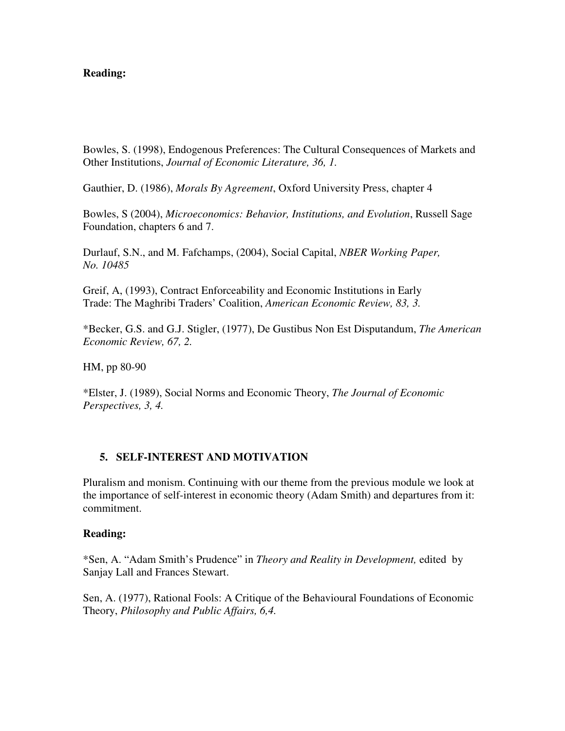**Reading:**

Bowles, S. (1998), Endogenous Preferences: The Cultural Consequences of Markets and Other Institutions, *Journal of Economic Literature, 36, 1.*

Gauthier, D. (1986), *Morals By Agreement*, Oxford University Press, chapter 4

Bowles, S (2004), *Microeconomics: Behavior, Institutions, and Evolution*, Russell Sage Foundation, chapters 6 and 7.

Durlauf, S.N., and M. Fafchamps, (2004), Social Capital, *NBER Working Paper, No. 10485*

Greif, A, (1993), Contract Enforceability and Economic Institutions in Early Trade: The Maghribi Traders' Coalition, *American Economic Review, 83, 3.*

*Becker, G.S. and G.J. Stigler, (1977), De Gustibus Non Est Disputandum, *The American Economic Review, 67, 2.*

HM, pp 80-90

*Elster, J. (1989), Social Norms and Economic Theory, *The Journal of Economic Perspectives, 3, 4.*

## 5. SELF-INTEREST AND MOTIVATION

Pluralism and monism. Continuing with our theme from the previous module we look at the importance of self-interest in economic theory (Adam Smith) and departures from it: commitment.

**Reading:**

*Sen, A. "Adam Smith's Prudence" in *Theory and Reality in Development,* edited by Sanjay Lall and Frances Stewart.

Sen, A. (1977), Rational Fools: A Critique of the Behavioural Foundations of Economic Theory, *Philosophy and Public Affairs, 6,4.*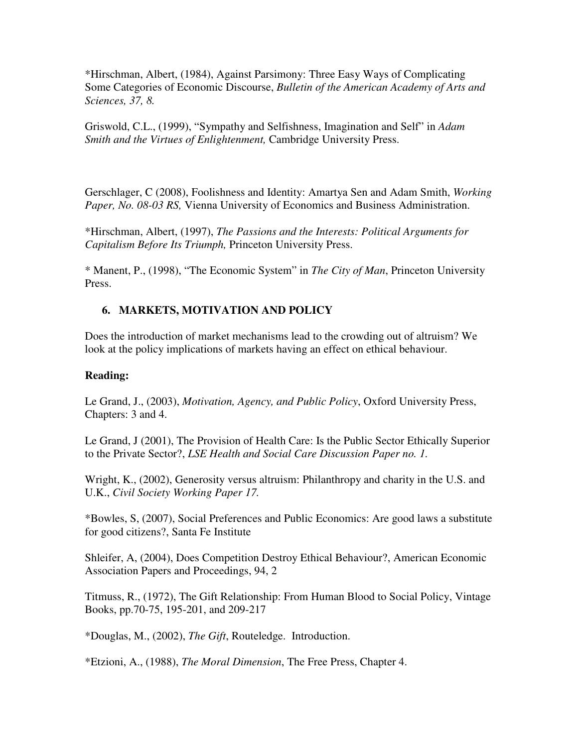*Hirschman, Albert, (1984), Against Parsimony: Three Easy Ways of Complicating Some Categories of Economic Discourse, *Bulletin of the American Academy of Arts and Sciences, 37, 8.*

Griswold, C.L., (1999), "Sympathy and Selfishness, Imagination and Self" in *Adam Smith and the Virtues of Enlightenment,* Cambridge University Press.

Gerschlager, C (2008), Foolishness and Identity: Amartya Sen and Adam Smith, *Working Paper, No. 08-03 RS,* Vienna University of Economics and Business Administration.

*Hirschman, Albert, (1997), *The Passions and the Interests: Political Arguments for Capitalism Before Its Triumph,* Princeton University Press.

* Manent, P., (1998), "The Economic System" in *The City of Man*, Princeton University Press.

## 6. MARKETS, MOTIVATION AND POLICY

Does the introduction of market mechanisms lead to the crowding out of altruism? We look at the policy implications of markets having an effect on ethical behaviour.

**Reading:**

Le Grand, J., (2003), *Motivation, Agency, and Public Policy*, Oxford University Press, Chapters: 3 and 4.

Le Grand, J (2001), The Provision of Health Care: Is the Public Sector Ethically Superior to the Private Sector?, *LSE Health and Social Care Discussion Paper no. 1.*

Wright, K., (2002), Generosity versus altruism: Philanthropy and charity in the U.S. and U.K., *Civil Society Working Paper 17.*

*Bowles, S, (2007), Social Preferences and Public Economics: Are good laws a substitute for good citizens?, Santa Fe Institute

Shleifer, A, (2004), Does Competition Destroy Ethical Behaviour?, American Economic Association Papers and Proceedings, 94, 2

Titmuss, R., (1972), The Gift Relationship: From Human Blood to Social Policy, Vintage Books, pp.70-75, 195-201, and 209-217

*Douglas, M., (2002), *The Gift*, Routeledge. Introduction.

*Etzioni, A., (1988), *The Moral Dimension*, The Free Press, Chapter 4.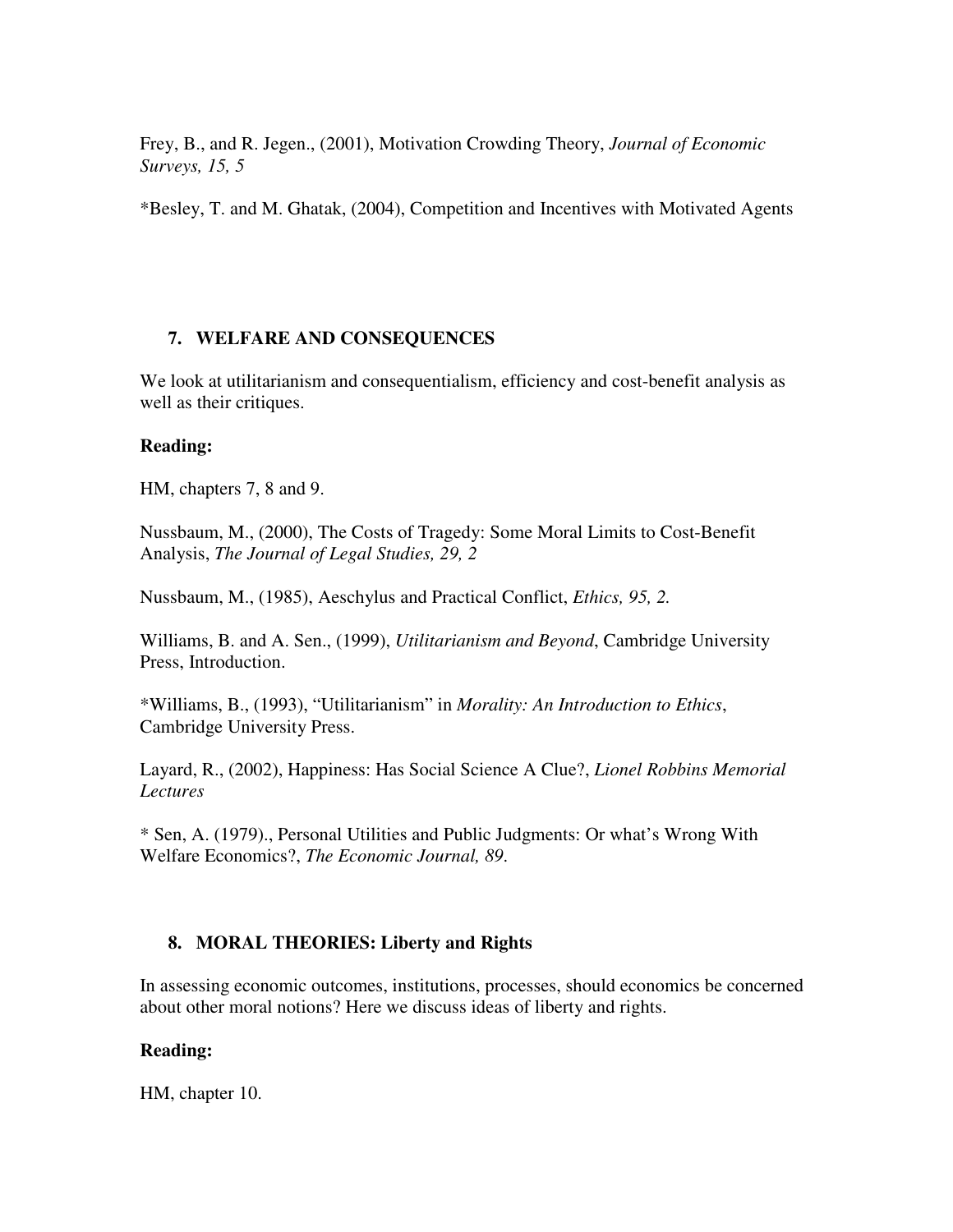Frey, B., and R. Jegen., (2001), Motivation Crowding Theory, *Journal of Economic Surveys, 15, 5*

*Besley, T. and M. Ghatak, (2004), Competition and Incentives with Motivated Agents

## 7. WELFARE AND CONSEQUENCES

We look at utilitarianism and consequentialism, efficiency and cost-benefit analysis as well as their critiques.

**Reading:**

HM, chapters 7, 8 and 9.

Nussbaum, M., (2000), The Costs of Tragedy: Some Moral Limits to Cost-Benefit Analysis, *The Journal of Legal Studies, 29, 2*

Nussbaum, M., (1985), Aeschylus and Practical Conflict, *Ethics, 95, 2.*

Williams, B. and A. Sen., (1999), *Utilitarianism and Beyond*, Cambridge University Press, Introduction.

*Williams, B., (1993), "Utilitarianism" in *Morality: An Introduction to Ethics*, Cambridge University Press.

Layard, R., (2002), Happiness: Has Social Science A Clue?, *Lionel Robbins Memorial Lectures*

* Sen, A. (1979)., Personal Utilities and Public Judgments: Or what's Wrong With Welfare Economics?, *The Economic Journal, 89*.

## 8. MORAL THEORIES: Liberty and Rights

In assessing economic outcomes, institutions, processes, should economics be concerned about other moral notions? Here we discuss ideas of liberty and rights.

**Reading:**

HM, chapter 10.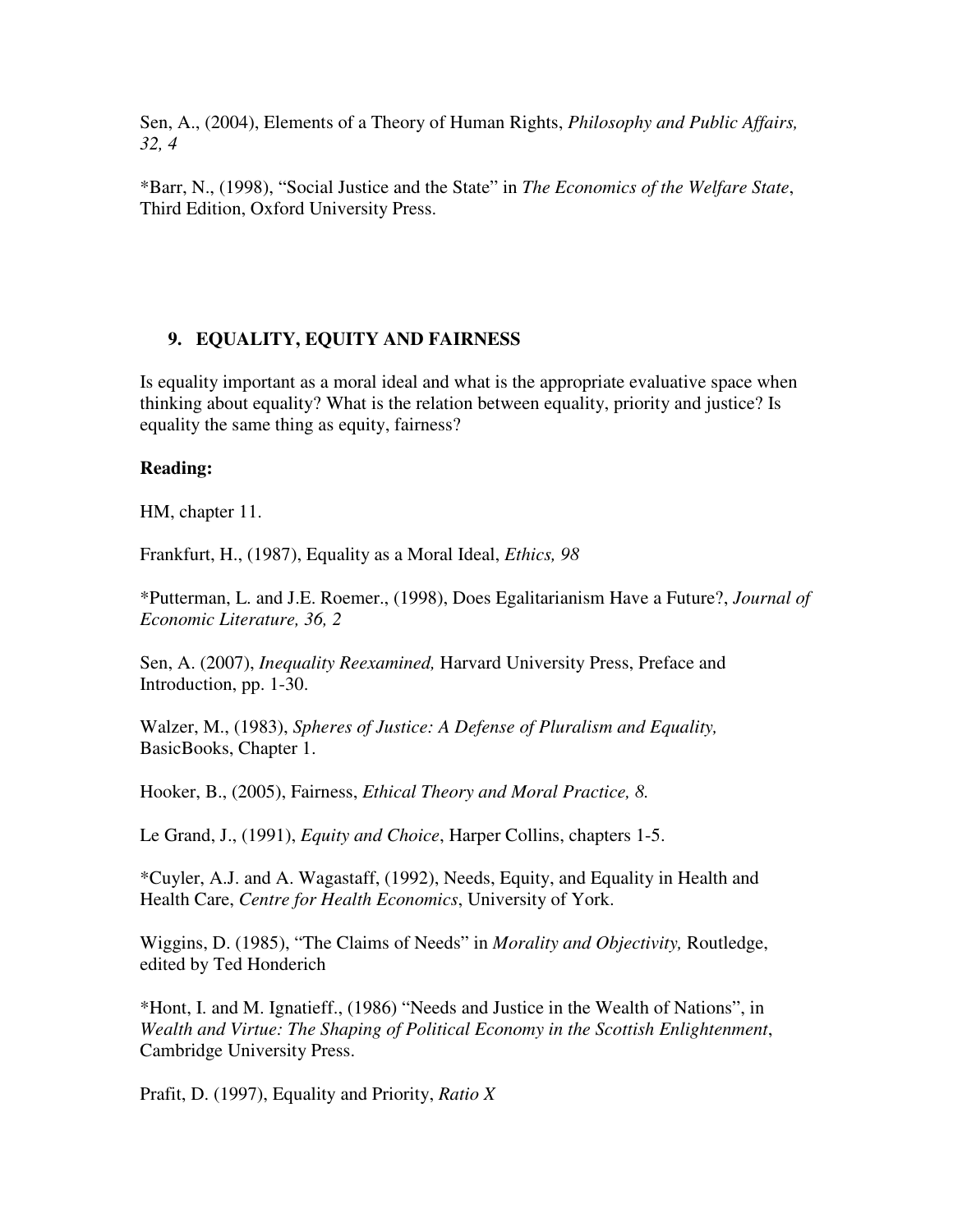Sen, A., (2004), Elements of a Theory of Human Rights, *Philosophy and Public Affairs, 32, 4*

*Barr, N., (1998), “Social Justice and the State” in *The Economics of the Welfare State*, Third Edition, Oxford University Press.

## 9. EQUALITY, EQUITY AND FAIRNESS

Is equality important as a moral ideal and what is the appropriate evaluative space when thinking about equality? What is the relation between equality, priority and justice? Is equality the same thing as equity, fairness?

**Reading:**

HM, chapter 11.

Frankfurt, H., (1987), Equality as a Moral Ideal, *Ethics, 98*

*Putterman, L. and J.E. Roemer., (1998), Does Egalitarianism Have a Future?, *Journal of Economic Literature, 36, 2*

Sen, A. (2007), *Inequality Reexamined,* Harvard University Press, Preface and Introduction, pp. 1-30.

Walzer, M., (1983), *Spheres of Justice: A Defense of Pluralism and Equality,* BasicBooks, Chapter 1.

Hooker, B., (2005), Fairness, *Ethical Theory and Moral Practice, 8.*

Le Grand, J., (1991), *Equity and Choice*, Harper Collins, chapters 1-5.

*Cuyler, A.J. and A. Wagastaff, (1992), Needs, Equity, and Equality in Health and Health Care, *Centre for Health Economics*, University of York.

Wiggins, D. (1985), “The Claims of Needs” in *Morality and Objectivity,* Routledge, edited by Ted Honderich

*Hont, I. and M. Ignatieff., (1986) “Needs and Justice in the Wealth of Nations”, in *Wealth and Virtue: The Shaping of Political Economy in the Scottish Enlightenment*, Cambridge University Press.

Prafit, D. (1997), Equality and Priority, *Ratio X*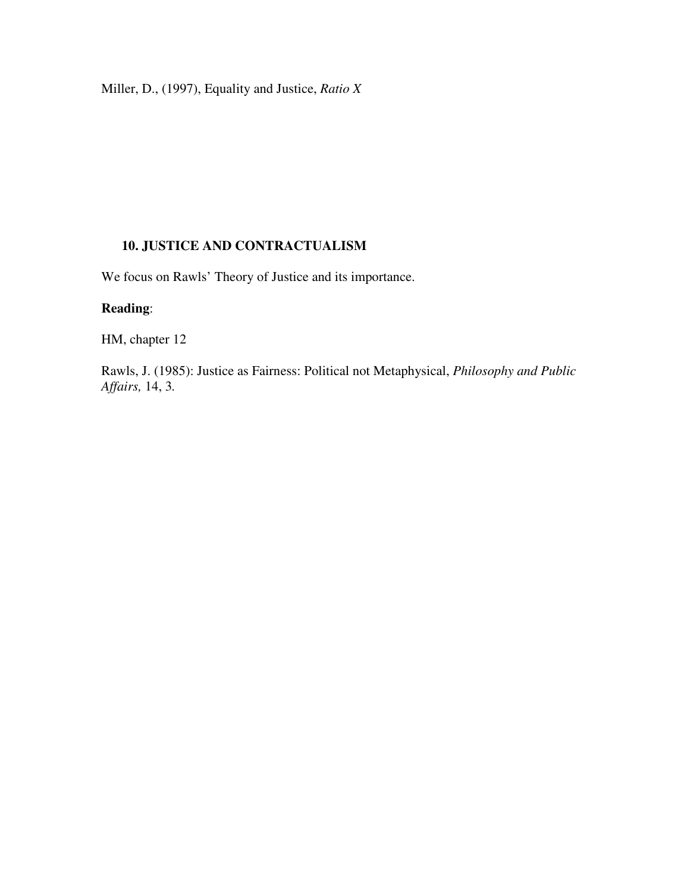Miller, D., (1997), Equality and Justice, *Ratio X*

## 10. JUSTICE AND CONTRACTUALISM

We focus on Rawls' Theory of Justice and its importance.

**Reading**:

HM, chapter 12

Rawls, J. (1985): Justice as Fairness: Political not Metaphysical, *Philosophy and Public Affairs,* 14, 3.